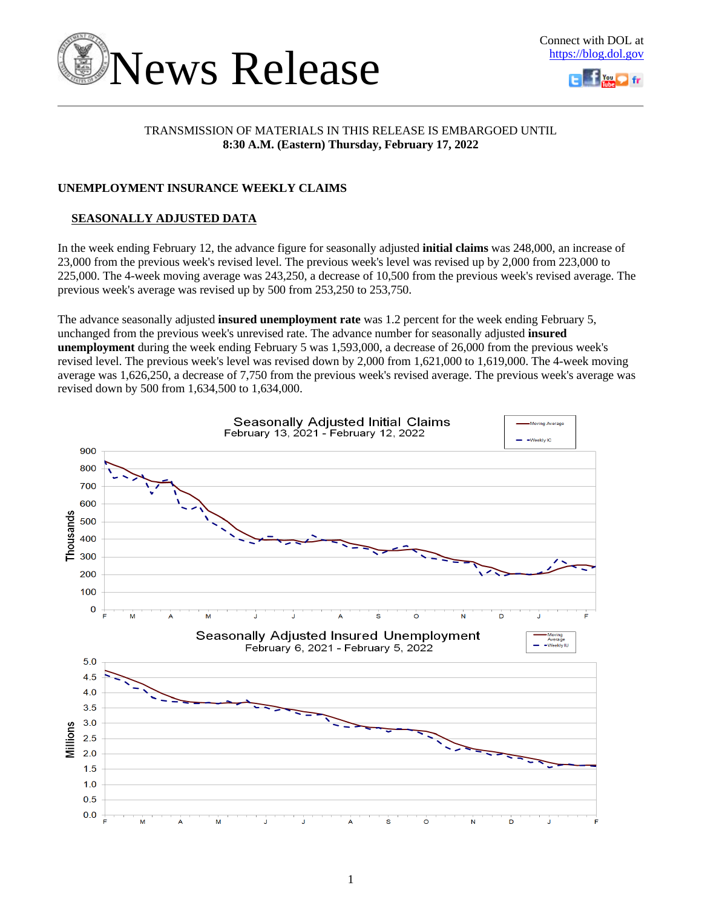# News Release

Connect with DOL at https://blog.dol.gov

TRANSMISSION OF MATERIALS IN THIS RELEASE IS EMBARGOED UNTIL
**8:30 A.M. (Eastern) Thursday, February 17, 2022**

## UNEMPLOYMENT INSURANCE WEEKLY CLAIMS

### SEASONALLY ADJUSTED DATA

In the week ending February 12, the advance figure for seasonally adjusted **initial claims** was 248,000, an increase of 23,000 from the previous week's revised level. The previous week's level was revised up by 2,000 from 223,000 to 225,000. The 4-week moving average was 243,250, a decrease of 10,500 from the previous week's revised average. The previous week's average was revised up by 500 from 253,250 to 253,750.

The advance seasonally adjusted **insured unemployment rate** was 1.2 percent for the week ending February 5, unchanged from the previous week's unrevised rate. The advance number for seasonally adjusted **insured unemployment** during the week ending February 5 was 1,593,000, a decrease of 26,000 from the previous week's revised level. The previous week's level was revised down by 2,000 from 1,621,000 to 1,619,000. The 4-week moving average was 1,626,250, a decrease of 7,750 from the previous week's revised average. The previous week's average was revised down by 500 from 1,634,500 to 1,634,000.

Seasonally Adjusted Initial Claims
February 13, 2021 - February 12, 2022

Seasonally Adjusted Insured Unemployment
February 6, 2021 - February 5, 2022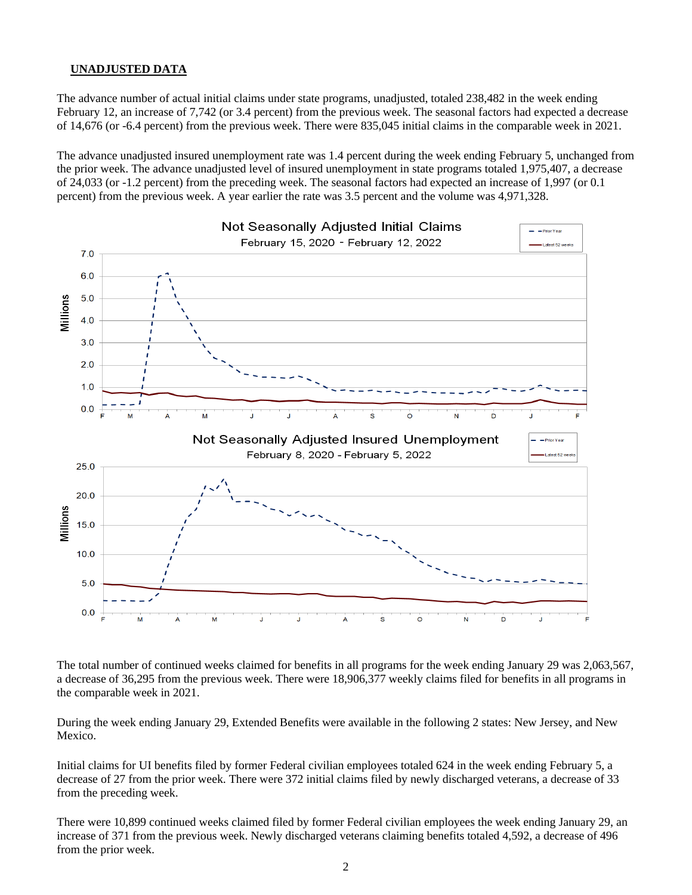## UNADJUSTED DATA

The advance number of actual initial claims under state programs, unadjusted, totaled 238,482 in the week ending February 12, an increase of 7,742 (or 3.4 percent) from the previous week. The seasonal factors had expected a decrease of 14,676 (or -6.4 percent) from the previous week. There were 835,045 initial claims in the comparable week in 2021.

The advance unadjusted insured unemployment rate was 1.4 percent during the week ending February 5, unchanged from the prior week. The advance unadjusted level of insured unemployment in state programs totaled 1,975,407, a decrease of 24,033 (or -1.2 percent) from the preceding week. The seasonal factors had expected an increase of 1,997 (or 0.1 percent) from the previous week. A year earlier the rate was 3.5 percent and the volume was 4,971,328.

The total number of continued weeks claimed for benefits in all programs for the week ending January 29 was 2,063,567, a decrease of 36,295 from the previous week. There were 18,906,377 weekly claims filed for benefits in all programs in the comparable week in 2021.

During the week ending January 29, Extended Benefits were available in the following 2 states: New Jersey, and New Mexico.

Initial claims for UI benefits filed by former Federal civilian employees totaled 624 in the week ending February 5, a decrease of 27 from the prior week. There were 372 initial claims filed by newly discharged veterans, a decrease of 33 from the preceding week.

There were 10,899 continued weeks claimed filed by former Federal civilian employees the week ending January 29, an increase of 371 from the previous week. Newly discharged veterans claiming benefits totaled 4,592, a decrease of 496 from the prior week.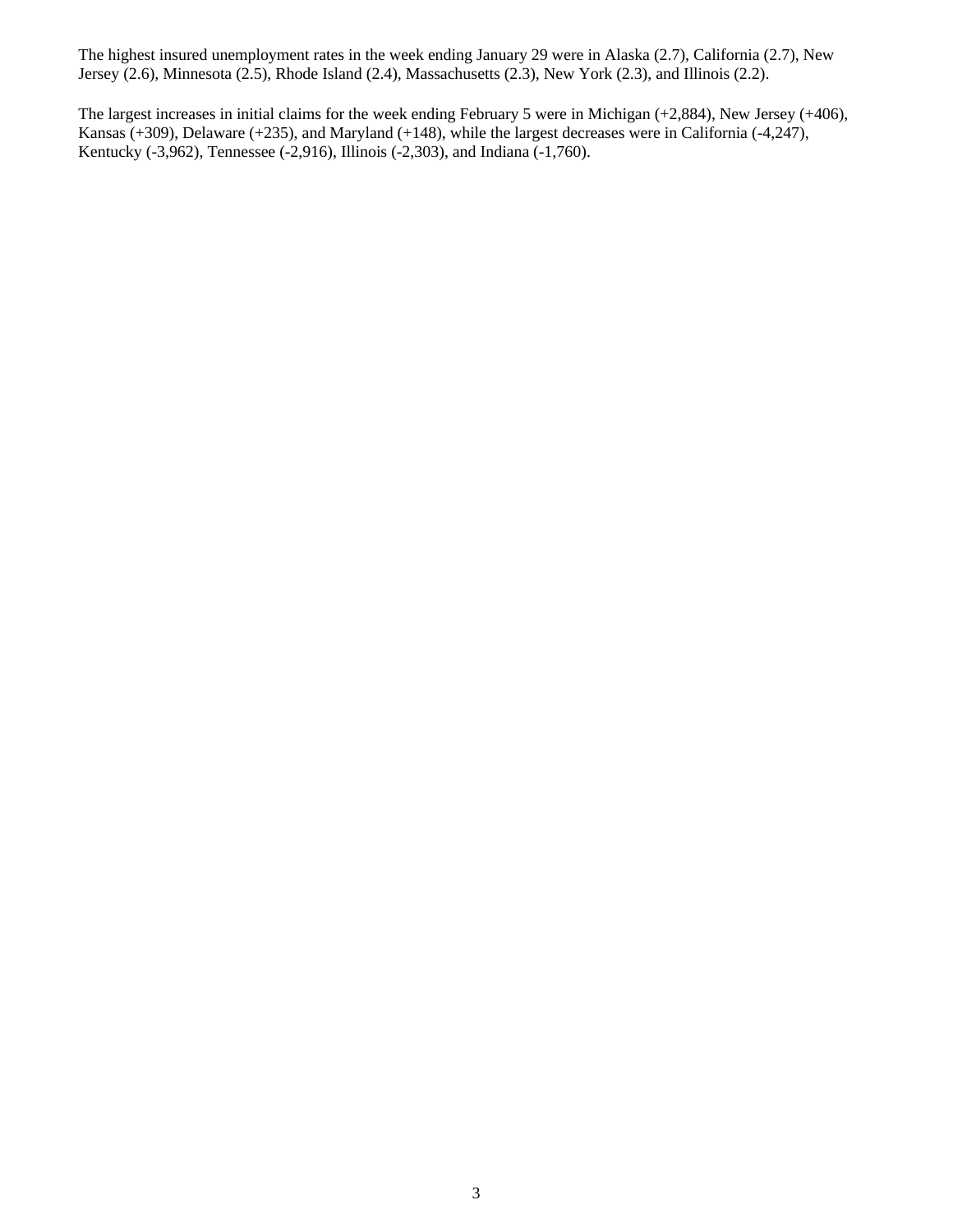The highest insured unemployment rates in the week ending January 29 were in Alaska (2.7), California (2.7), New Jersey (2.6), Minnesota (2.5), Rhode Island (2.4), Massachusetts (2.3), New York (2.3), and Illinois (2.2).

The largest increases in initial claims for the week ending February 5 were in Michigan (+2,884), New Jersey (+406), Kansas (+309), Delaware (+235), and Maryland (+148), while the largest decreases were in California (-4,247), Kentucky (-3,962), Tennessee (-2,916), Illinois (-2,303), and Indiana (-1,760).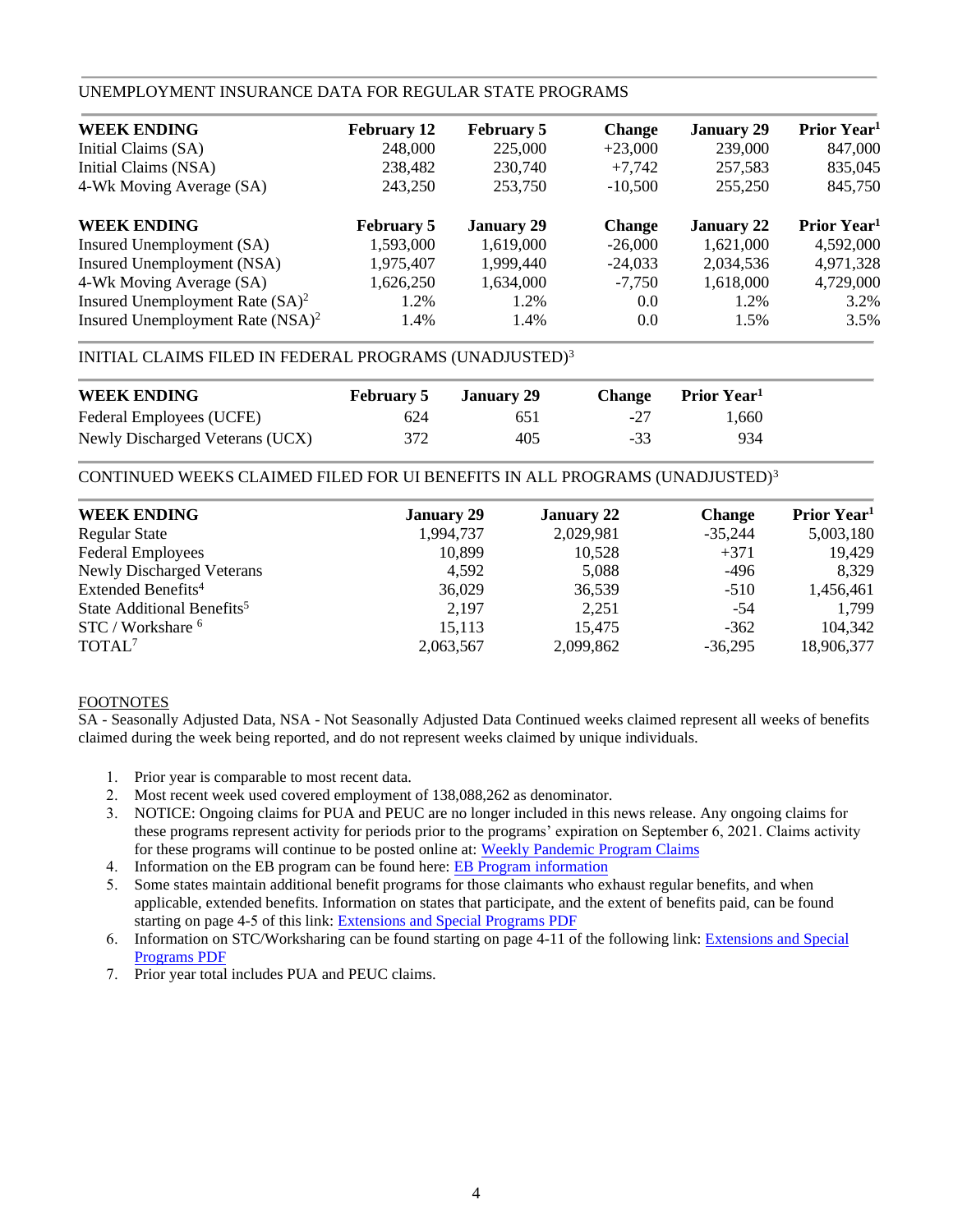## UNEMPLOYMENT INSURANCE DATA FOR REGULAR STATE PROGRAMS

| WEEK ENDING | February 12 | February 5 | Change | January 29 | Prior Year[1] |
|---|---|---|---|---|---|
| Initial Claims (SA) | 248,000 | 225,000 | +23,000 | 239,000 | 847,000 |
| Initial Claims (NSA) | 238,482 | 230,740 | +7,742 | 257,583 | 835,045 |
| 4-Wk Moving Average (SA) | 243,250 | 253,750 | -10,500 | 255,250 | 845,750 |

| WEEK ENDING | February 5 | January 29 | Change | January 22 | Prior Year[1] |
|---|---|---|---|---|---|
| Insured Unemployment (SA) | 1,593,000 | 1,619,000 | -26,000 | 1,621,000 | 4,592,000 |
| Insured Unemployment (NSA) | 1,975,407 | 1,999,440 | -24,033 | 2,034,536 | 4,971,328 |
| 4-Wk Moving Average (SA) | 1,626,250 | 1,634,000 | -7,750 | 1,618,000 | 4,729,000 |
| Insured Unemployment Rate (SA)[2] | 1.2% | 1.2% | 0.0 | 1.2% | 3.2% |
| Insured Unemployment Rate (NSA)[2] | 1.4% | 1.4% | 0.0 | 1.5% | 3.5% |

## INITIAL CLAIMS FILED IN FEDERAL PROGRAMS (UNADJUSTED)[3]

| WEEK ENDING | February 5 | January 29 | Change | Prior Year[1] |
|---|---|---|---|---|
| Federal Employees (UCFE) | 624 | 651 | -27 | 1,660 |
| Newly Discharged Veterans (UCX) | 372 | 405 | -33 | 934 |

## CONTINUED WEEKS CLAIMED FILED FOR UI BENEFITS IN ALL PROGRAMS (UNADJUSTED)[3]

| WEEK ENDING | January 29 | January 22 | Change | Prior Year[1] |
|---|---|---|---|---|
| Regular State | 1,994,737 | 2,029,981 | -35,244 | 5,003,180 |
| Federal Employees | 10,899 | 10,528 | +371 | 19,429 |
| Newly Discharged Veterans | 4,592 | 5,088 | -496 | 8,329 |
| Extended Benefits[4] | 36,029 | 36,539 | -510 | 1,456,461 |
| State Additional Benefits[5] | 2,197 | 2,251 | -54 | 1,799 |
| STC / Workshare [6] | 15,113 | 15,475 | -362 | 104,342 |
| TOTAL[7] | 2,063,567 | 2,099,862 | -36,295 | 18,906,377 |

FOOTNOTES

SA - Seasonally Adjusted Data, NSA - Not Seasonally Adjusted Data Continued weeks claimed represent all weeks of benefits claimed during the week being reported, and do not represent weeks claimed by unique individuals.

1. Prior year is comparable to most recent data.
2. Most recent week used covered employment of 138,088,262 as denominator.
3. NOTICE: Ongoing claims for PUA and PEUC are no longer included in this news release. Any ongoing claims for these programs represent activity for periods prior to the programs' expiration on September 6, 2021. Claims activity for these programs will continue to be posted online at: Weekly Pandemic Program Claims
4. Information on the EB program can be found here: EB Program information
5. Some states maintain additional benefit programs for those claimants who exhaust regular benefits, and when applicable, extended benefits. Information on states that participate, and the extent of benefits paid, can be found starting on page 4-5 of this link: Extensions and Special Programs PDF
6. Information on STC/Worksharing can be found starting on page 4-11 of the following link: Extensions and Special Programs PDF
7. Prior year total includes PUA and PEUC claims.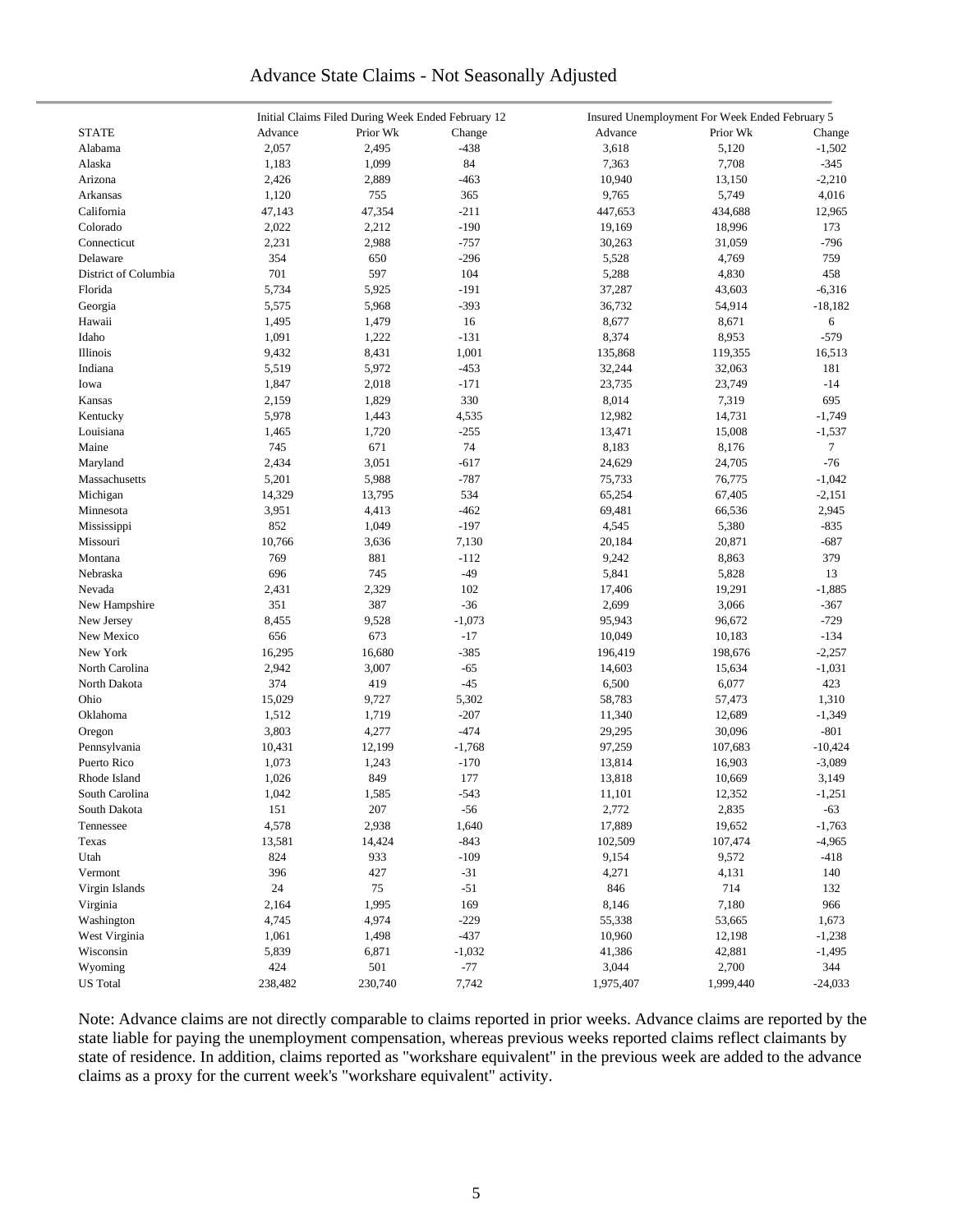## Advance State Claims - Not Seasonally Adjusted

| STATE | Initial Claims Filed During Week Ended February 12 | | | Insured Unemployment For Week Ended February 5 | | |
|---|---|---|---|---|---|---|
| | Advance | Prior Wk | Change | Advance | Prior Wk | Change |
| Alabama | 2,057 | 2,495 | -438 | 3,618 | 5,120 | -1,502 |
| Alaska | 1,183 | 1,099 | 84 | 7,363 | 7,708 | -345 |
| Arizona | 2,426 | 2,889 | -463 | 10,940 | 13,150 | -2,210 |
| Arkansas | 1,120 | 755 | 365 | 9,765 | 5,749 | 4,016 |
| California | 47,143 | 47,354 | -211 | 447,653 | 434,688 | 12,965 |
| Colorado | 2,022 | 2,212 | -190 | 19,169 | 18,996 | 173 |
| Connecticut | 2,231 | 2,988 | -757 | 30,263 | 31,059 | -796 |
| Delaware | 354 | 650 | -296 | 5,528 | 4,769 | 759 |
| District of Columbia | 701 | 597 | 104 | 5,288 | 4,830 | 458 |
| Florida | 5,734 | 5,925 | -191 | 37,287 | 43,603 | -6,316 |
| Georgia | 5,575 | 5,968 | -393 | 36,732 | 54,914 | -18,182 |
| Hawaii | 1,495 | 1,479 | 16 | 8,677 | 8,671 | 6 |
| Idaho | 1,091 | 1,222 | -131 | 8,374 | 8,953 | -579 |
| Illinois | 9,432 | 8,431 | 1,001 | 135,868 | 119,355 | 16,513 |
| Indiana | 5,519 | 5,972 | -453 | 32,244 | 32,063 | 181 |
| Iowa | 1,847 | 2,018 | -171 | 23,735 | 23,749 | -14 |
| Kansas | 2,159 | 1,829 | 330 | 8,014 | 7,319 | 695 |
| Kentucky | 5,978 | 1,443 | 4,535 | 12,982 | 14,731 | -1,749 |
| Louisiana | 1,465 | 1,720 | -255 | 13,471 | 15,008 | -1,537 |
| Maine | 745 | 671 | 74 | 8,183 | 8,176 | 7 |
| Maryland | 2,434 | 3,051 | -617 | 24,629 | 24,705 | -76 |
| Massachusetts | 5,201 | 5,988 | -787 | 75,733 | 76,775 | -1,042 |
| Michigan | 14,329 | 13,795 | 534 | 65,254 | 67,405 | -2,151 |
| Minnesota | 3,951 | 4,413 | -462 | 69,481 | 66,536 | 2,945 |
| Mississippi | 852 | 1,049 | -197 | 4,545 | 5,380 | -835 |
| Missouri | 10,766 | 3,636 | 7,130 | 20,184 | 20,871 | -687 |
| Montana | 769 | 881 | -112 | 9,242 | 8,863 | 379 |
| Nebraska | 696 | 745 | -49 | 5,841 | 5,828 | 13 |
| Nevada | 2,431 | 2,329 | 102 | 17,406 | 19,291 | -1,885 |
| New Hampshire | 351 | 387 | -36 | 2,699 | 3,066 | -367 |
| New Jersey | 8,455 | 9,528 | -1,073 | 95,943 | 96,672 | -729 |
| New Mexico | 656 | 673 | -17 | 10,049 | 10,183 | -134 |
| New York | 16,295 | 16,680 | -385 | 196,419 | 198,676 | -2,257 |
| North Carolina | 2,942 | 3,007 | -65 | 14,603 | 15,634 | -1,031 |
| North Dakota | 374 | 419 | -45 | 6,500 | 6,077 | 423 |
| Ohio | 15,029 | 9,727 | 5,302 | 58,783 | 57,473 | 1,310 |
| Oklahoma | 1,512 | 1,719 | -207 | 11,340 | 12,689 | -1,349 |
| Oregon | 3,803 | 4,277 | -474 | 29,295 | 30,096 | -801 |
| Pennsylvania | 10,431 | 12,199 | -1,768 | 97,259 | 107,683 | -10,424 |
| Puerto Rico | 1,073 | 1,243 | -170 | 13,814 | 16,903 | -3,089 |
| Rhode Island | 1,026 | 849 | 177 | 13,818 | 10,669 | 3,149 |
| South Carolina | 1,042 | 1,585 | -543 | 11,101 | 12,352 | -1,251 |
| South Dakota | 151 | 207 | -56 | 2,772 | 2,835 | -63 |
| Tennessee | 4,578 | 2,938 | 1,640 | 17,889 | 19,652 | -1,763 |
| Texas | 13,581 | 14,424 | -843 | 102,509 | 107,474 | -4,965 |
| Utah | 824 | 933 | -109 | 9,154 | 9,572 | -418 |
| Vermont | 396 | 427 | -31 | 4,271 | 4,131 | 140 |
| Virgin Islands | 24 | 75 | -51 | 846 | 714 | 132 |
| Virginia | 2,164 | 1,995 | 169 | 8,146 | 7,180 | 966 |
| Washington | 4,745 | 4,974 | -229 | 55,338 | 53,665 | 1,673 |
| West Virginia | 1,061 | 1,498 | -437 | 10,960 | 12,198 | -1,238 |
| Wisconsin | 5,839 | 6,871 | -1,032 | 41,386 | 42,881 | -1,495 |
| Wyoming | 424 | 501 | -77 | 3,044 | 2,700 | 344 |
| US Total | 238,482 | 230,740 | 7,742 | 1,975,407 | 1,999,440 | -24,033 |

Note: Advance claims are not directly comparable to claims reported in prior weeks. Advance claims are reported by the state liable for paying the unemployment compensation, whereas previous weeks reported claims reflect claimants by state of residence. In addition, claims reported as "workshare equivalent" in the previous week are added to the advance claims as a proxy for the current week's "workshare equivalent" activity.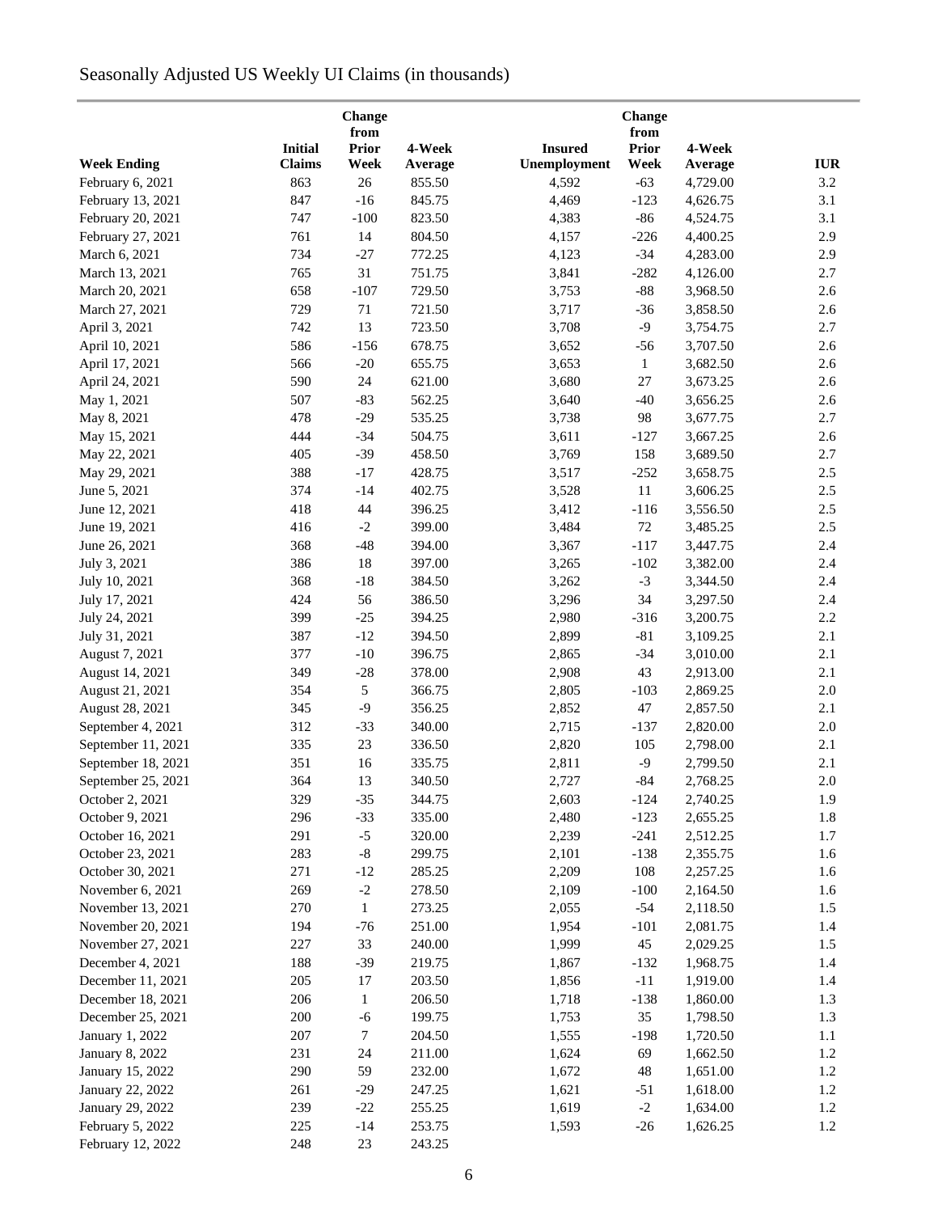Seasonally Adjusted US Weekly UI Claims (in thousands)

| Week Ending | Initial Claims | Change from Prior Week | 4-Week Average | Insured Unemployment | Change from Prior Week | 4-Week Average | IUR |
|---|---|---|---|---|---|---|---|
| February 6, 2021 | 863 | 26 | 855.50 | 4,592 | -63 | 4,729.00 | 3.2 |
| February 13, 2021 | 847 | -16 | 845.75 | 4,469 | -123 | 4,626.75 | 3.1 |
| February 20, 2021 | 747 | -100 | 823.50 | 4,383 | -86 | 4,524.75 | 3.1 |
| February 27, 2021 | 761 | 14 | 804.50 | 4,157 | -226 | 4,400.25 | 2.9 |
| March 6, 2021 | 734 | -27 | 772.25 | 4,123 | -34 | 4,283.00 | 2.9 |
| March 13, 2021 | 765 | 31 | 751.75 | 3,841 | -282 | 4,126.00 | 2.7 |
| March 20, 2021 | 658 | -107 | 729.50 | 3,753 | -88 | 3,968.50 | 2.6 |
| March 27, 2021 | 729 | 71 | 721.50 | 3,717 | -36 | 3,858.50 | 2.6 |
| April 3, 2021 | 742 | 13 | 723.50 | 3,708 | -9 | 3,754.75 | 2.7 |
| April 10, 2021 | 586 | -156 | 678.75 | 3,652 | -56 | 3,707.50 | 2.6 |
| April 17, 2021 | 566 | -20 | 655.75 | 3,653 | 1 | 3,682.50 | 2.6 |
| April 24, 2021 | 590 | 24 | 621.00 | 3,680 | 27 | 3,673.25 | 2.6 |
| May 1, 2021 | 507 | -83 | 562.25 | 3,640 | -40 | 3,656.25 | 2.6 |
| May 8, 2021 | 478 | -29 | 535.25 | 3,738 | 98 | 3,677.75 | 2.7 |
| May 15, 2021 | 444 | -34 | 504.75 | 3,611 | -127 | 3,667.25 | 2.6 |
| May 22, 2021 | 405 | -39 | 458.50 | 3,769 | 158 | 3,689.50 | 2.7 |
| May 29, 2021 | 388 | -17 | 428.75 | 3,517 | -252 | 3,658.75 | 2.5 |
| June 5, 2021 | 374 | -14 | 402.75 | 3,528 | 11 | 3,606.25 | 2.5 |
| June 12, 2021 | 418 | 44 | 396.25 | 3,412 | -116 | 3,556.50 | 2.5 |
| June 19, 2021 | 416 | -2 | 399.00 | 3,484 | 72 | 3,485.25 | 2.5 |
| June 26, 2021 | 368 | -48 | 394.00 | 3,367 | -117 | 3,447.75 | 2.4 |
| July 3, 2021 | 386 | 18 | 397.00 | 3,265 | -102 | 3,382.00 | 2.4 |
| July 10, 2021 | 368 | -18 | 384.50 | 3,262 | -3 | 3,344.50 | 2.4 |
| July 17, 2021 | 424 | 56 | 386.50 | 3,296 | 34 | 3,297.50 | 2.4 |
| July 24, 2021 | 399 | -25 | 394.25 | 2,980 | -316 | 3,200.75 | 2.2 |
| July 31, 2021 | 387 | -12 | 394.50 | 2,899 | -81 | 3,109.25 | 2.1 |
| August 7, 2021 | 377 | -10 | 396.75 | 2,865 | -34 | 3,010.00 | 2.1 |
| August 14, 2021 | 349 | -28 | 378.00 | 2,908 | 43 | 2,913.00 | 2.1 |
| August 21, 2021 | 354 | 5 | 366.75 | 2,805 | -103 | 2,869.25 | 2.0 |
| August 28, 2021 | 345 | -9 | 356.25 | 2,852 | 47 | 2,857.50 | 2.1 |
| September 4, 2021 | 312 | -33 | 340.00 | 2,715 | -137 | 2,820.00 | 2.0 |
| September 11, 2021 | 335 | 23 | 336.50 | 2,820 | 105 | 2,798.00 | 2.1 |
| September 18, 2021 | 351 | 16 | 335.75 | 2,811 | -9 | 2,799.50 | 2.1 |
| September 25, 2021 | 364 | 13 | 340.50 | 2,727 | -84 | 2,768.25 | 2.0 |
| October 2, 2021 | 329 | -35 | 344.75 | 2,603 | -124 | 2,740.25 | 1.9 |
| October 9, 2021 | 296 | -33 | 335.00 | 2,480 | -123 | 2,655.25 | 1.8 |
| October 16, 2021 | 291 | -5 | 320.00 | 2,239 | -241 | 2,512.25 | 1.7 |
| October 23, 2021 | 283 | -8 | 299.75 | 2,101 | -138 | 2,355.75 | 1.6 |
| October 30, 2021 | 271 | -12 | 285.25 | 2,209 | 108 | 2,257.25 | 1.6 |
| November 6, 2021 | 269 | -2 | 278.50 | 2,109 | -100 | 2,164.50 | 1.6 |
| November 13, 2021 | 270 | 1 | 273.25 | 2,055 | -54 | 2,118.50 | 1.5 |
| November 20, 2021 | 194 | -76 | 251.00 | 1,954 | -101 | 2,081.75 | 1.4 |
| November 27, 2021 | 227 | 33 | 240.00 | 1,999 | 45 | 2,029.25 | 1.5 |
| December 4, 2021 | 188 | -39 | 219.75 | 1,867 | -132 | 1,968.75 | 1.4 |
| December 11, 2021 | 205 | 17 | 203.50 | 1,856 | -11 | 1,919.00 | 1.4 |
| December 18, 2021 | 206 | 1 | 206.50 | 1,718 | -138 | 1,860.00 | 1.3 |
| December 25, 2021 | 200 | -6 | 199.75 | 1,753 | 35 | 1,798.50 | 1.3 |
| January 1, 2022 | 207 | 7 | 204.50 | 1,555 | -198 | 1,720.50 | 1.1 |
| January 8, 2022 | 231 | 24 | 211.00 | 1,624 | 69 | 1,662.50 | 1.2 |
| January 15, 2022 | 290 | 59 | 232.00 | 1,672 | 48 | 1,651.00 | 1.2 |
| January 22, 2022 | 261 | -29 | 247.25 | 1,621 | -51 | 1,618.00 | 1.2 |
| January 29, 2022 | 239 | -22 | 255.25 | 1,619 | -2 | 1,634.00 | 1.2 |
| February 5, 2022 | 225 | -14 | 253.75 | 1,593 | -26 | 1,626.25 | 1.2 |
| February 12, 2022 | 248 | 23 | 243.25 | | | | |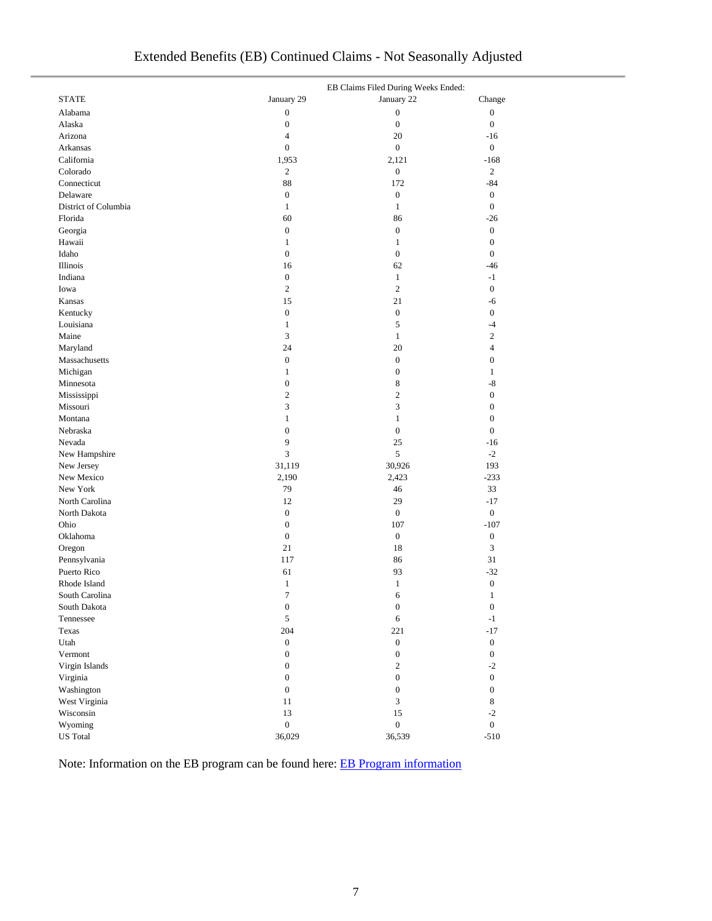# Extended Benefits (EB) Continued Claims - Not Seasonally Adjusted

| STATE | EB Claims Filed During Weeks Ended: January 29 | January 22 | Change |
|---|---|---|---|
| Alabama | 0 | 0 | 0 |
| Alaska | 0 | 0 | 0 |
| Arizona | 4 | 20 | -16 |
| Arkansas | 0 | 0 | 0 |
| California | 1,953 | 2,121 | -168 |
| Colorado | 2 | 0 | 2 |
| Connecticut | 88 | 172 | -84 |
| Delaware | 0 | 0 | 0 |
| District of Columbia | 1 | 1 | 0 |
| Florida | 60 | 86 | -26 |
| Georgia | 0 | 0 | 0 |
| Hawaii | 1 | 1 | 0 |
| Idaho | 0 | 0 | 0 |
| Illinois | 16 | 62 | -46 |
| Indiana | 0 | 1 | -1 |
| Iowa | 2 | 2 | 0 |
| Kansas | 15 | 21 | -6 |
| Kentucky | 0 | 0 | 0 |
| Louisiana | 1 | 5 | -4 |
| Maine | 3 | 1 | 2 |
| Maryland | 24 | 20 | 4 |
| Massachusetts | 0 | 0 | 0 |
| Michigan | 1 | 0 | 1 |
| Minnesota | 0 | 8 | -8 |
| Mississippi | 2 | 2 | 0 |
| Missouri | 3 | 3 | 0 |
| Montana | 1 | 1 | 0 |
| Nebraska | 0 | 0 | 0 |
| Nevada | 9 | 25 | -16 |
| New Hampshire | 3 | 5 | -2 |
| New Jersey | 31,119 | 30,926 | 193 |
| New Mexico | 2,190 | 2,423 | -233 |
| New York | 79 | 46 | 33 |
| North Carolina | 12 | 29 | -17 |
| North Dakota | 0 | 0 | 0 |
| Ohio | 0 | 107 | -107 |
| Oklahoma | 0 | 0 | 0 |
| Oregon | 21 | 18 | 3 |
| Pennsylvania | 117 | 86 | 31 |
| Puerto Rico | 61 | 93 | -32 |
| Rhode Island | 1 | 1 | 0 |
| South Carolina | 7 | 6 | 1 |
| South Dakota | 0 | 0 | 0 |
| Tennessee | 5 | 6 | -1 |
| Texas | 204 | 221 | -17 |
| Utah | 0 | 0 | 0 |
| Vermont | 0 | 0 | 0 |
| Virgin Islands | 0 | 2 | -2 |
| Virginia | 0 | 0 | 0 |
| Washington | 0 | 0 | 0 |
| West Virginia | 11 | 3 | 8 |
| Wisconsin | 13 | 15 | -2 |
| Wyoming | 0 | 0 | 0 |
| US Total | 36,029 | 36,539 | -510 |

Note: Information on the EB program can be found here: EB Program information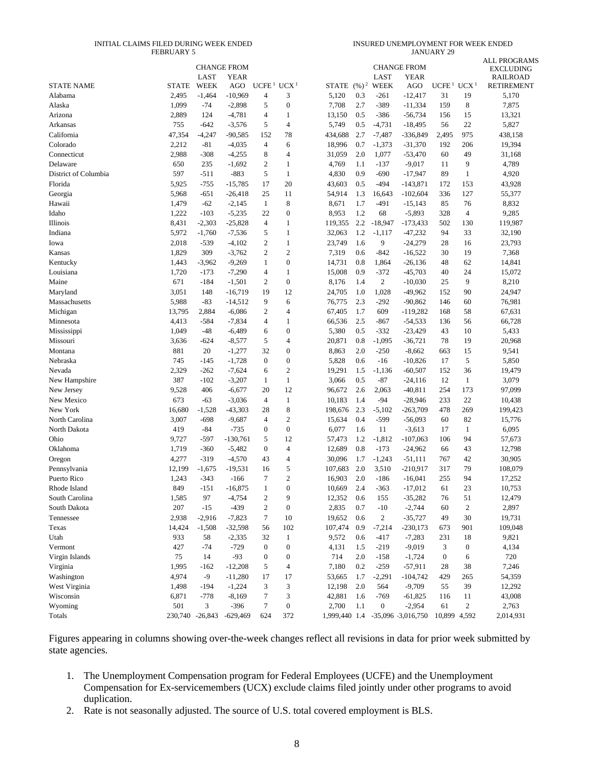| STATE NAME | INITIAL CLAIMS FILED DURING WEEK ENDED FEBRUARY 5 | | | | | INSURED UNEMPLOYMENT FOR WEEK ENDED JANUARY 29 | | | | | | ALL PROGRAMS EXCLUDING RAILROAD RETIREMENT |
|---|---|---|---|---|---|---|---|---|---|---|---|---|
| | STATE | CHANGE FROM LAST WEEK | CHANGE FROM YEAR AGO | UCFE [1] | UCX [1] | STATE | (%) [2] | CHANGE FROM LAST WEEK | CHANGE FROM YEAR AGO | UCFE [1] | UCX [1] | |
| Alabama | 2,495 | -1,464 | -10,969 | 4 | 3 | 5,120 | 0.3 | -261 | -12,417 | 31 | 19 | 5,170 |
| Alaska | 1,099 | -74 | -2,898 | 5 | 0 | 7,708 | 2.7 | -389 | -11,334 | 159 | 8 | 7,875 |
| Arizona | 2,889 | 124 | -4,781 | 4 | 1 | 13,150 | 0.5 | -386 | -56,734 | 156 | 15 | 13,321 |
| Arkansas | 755 | -642 | -3,576 | 5 | 4 | 5,749 | 0.5 | -4,731 | -18,495 | 56 | 22 | 5,827 |
| California | 47,354 | -4,247 | -90,585 | 152 | 78 | 434,688 | 2.7 | -7,487 | -336,849 | 2,495 | 975 | 438,158 |
| Colorado | 2,212 | -81 | -4,035 | 4 | 6 | 18,996 | 0.7 | -1,373 | -31,370 | 192 | 206 | 19,394 |
| Connecticut | 2,988 | -308 | -4,255 | 8 | 4 | 31,059 | 2.0 | 1,077 | -53,470 | 60 | 49 | 31,168 |
| Delaware | 650 | 235 | -1,692 | 2 | 1 | 4,769 | 1.1 | -137 | -9,017 | 11 | 9 | 4,789 |
| District of Columbia | 597 | -511 | -883 | 5 | 1 | 4,830 | 0.9 | -690 | -17,947 | 89 | 1 | 4,920 |
| Florida | 5,925 | -755 | -15,785 | 17 | 20 | 43,603 | 0.5 | -494 | -143,871 | 172 | 153 | 43,928 |
| Georgia | 5,968 | -651 | -26,418 | 25 | 11 | 54,914 | 1.3 | 16,643 | -102,604 | 336 | 127 | 55,377 |
| Hawaii | 1,479 | -62 | -2,145 | 1 | 8 | 8,671 | 1.7 | -491 | -15,143 | 85 | 76 | 8,832 |
| Idaho | 1,222 | -103 | -5,235 | 22 | 0 | 8,953 | 1.2 | 68 | -5,893 | 328 | 4 | 9,285 |
| Illinois | 8,431 | -2,303 | -25,828 | 4 | 1 | 119,355 | 2.2 | -18,947 | -173,433 | 502 | 130 | 119,987 |
| Indiana | 5,972 | -1,760 | -7,536 | 5 | 1 | 32,063 | 1.2 | -1,117 | -47,232 | 94 | 33 | 32,190 |
| Iowa | 2,018 | -539 | -4,102 | 2 | 1 | 23,749 | 1.6 | 9 | -24,279 | 28 | 16 | 23,793 |
| Kansas | 1,829 | 309 | -3,762 | 2 | 2 | 7,319 | 0.6 | -842 | -16,522 | 30 | 19 | 7,368 |
| Kentucky | 1,443 | -3,962 | -9,269 | 1 | 0 | 14,731 | 0.8 | 1,864 | -26,136 | 48 | 62 | 14,841 |
| Louisiana | 1,720 | -173 | -7,290 | 4 | 1 | 15,008 | 0.9 | -372 | -45,703 | 40 | 24 | 15,072 |
| Maine | 671 | -184 | -1,501 | 2 | 0 | 8,176 | 1.4 | 2 | -10,030 | 25 | 9 | 8,210 |
| Maryland | 3,051 | 148 | -16,719 | 19 | 12 | 24,705 | 1.0 | 1,028 | -49,962 | 152 | 90 | 24,947 |
| Massachusetts | 5,988 | -83 | -14,512 | 9 | 6 | 76,775 | 2.3 | -292 | -90,862 | 146 | 60 | 76,981 |
| Michigan | 13,795 | 2,884 | -6,086 | 2 | 4 | 67,405 | 1.7 | 609 | -119,282 | 168 | 58 | 67,631 |
| Minnesota | 4,413 | -584 | -7,834 | 4 | 1 | 66,536 | 2.5 | -867 | -54,533 | 136 | 56 | 66,728 |
| Mississippi | 1,049 | -48 | -6,489 | 6 | 0 | 5,380 | 0.5 | -332 | -23,429 | 43 | 10 | 5,433 |
| Missouri | 3,636 | -624 | -8,577 | 5 | 4 | 20,871 | 0.8 | -1,095 | -36,721 | 78 | 19 | 20,968 |
| Montana | 881 | 20 | -1,277 | 32 | 0 | 8,863 | 2.0 | -250 | -8,662 | 663 | 15 | 9,541 |
| Nebraska | 745 | -145 | -1,728 | 0 | 0 | 5,828 | 0.6 | -16 | -10,826 | 17 | 5 | 5,850 |
| Nevada | 2,329 | -262 | -7,624 | 6 | 2 | 19,291 | 1.5 | -1,136 | -60,507 | 152 | 36 | 19,479 |
| New Hampshire | 387 | -102 | -3,207 | 1 | 1 | 3,066 | 0.5 | -87 | -24,116 | 12 | 1 | 3,079 |
| New Jersey | 9,528 | 406 | -6,677 | 20 | 12 | 96,672 | 2.6 | 2,063 | -40,811 | 254 | 173 | 97,099 |
| New Mexico | 673 | -63 | -3,036 | 4 | 1 | 10,183 | 1.4 | -94 | -28,946 | 233 | 22 | 10,438 |
| New York | 16,680 | -1,528 | -43,303 | 28 | 8 | 198,676 | 2.3 | -5,102 | -263,709 | 478 | 269 | 199,423 |
| North Carolina | 3,007 | -698 | -9,687 | 4 | 2 | 15,634 | 0.4 | -599 | -56,093 | 60 | 82 | 15,776 |
| North Dakota | 419 | -84 | -735 | 0 | 0 | 6,077 | 1.6 | 11 | -3,613 | 17 | 1 | 6,095 |
| Ohio | 9,727 | -597 | -130,761 | 5 | 12 | 57,473 | 1.2 | -1,812 | -107,063 | 106 | 94 | 57,673 |
| Oklahoma | 1,719 | -360 | -5,482 | 0 | 4 | 12,689 | 0.8 | -173 | -24,962 | 66 | 43 | 12,798 |
| Oregon | 4,277 | -319 | -4,570 | 43 | 4 | 30,096 | 1.7 | -1,243 | -51,111 | 767 | 42 | 30,905 |
| Pennsylvania | 12,199 | -1,675 | -19,531 | 16 | 5 | 107,683 | 2.0 | 3,510 | -210,917 | 317 | 79 | 108,079 |
| Puerto Rico | 1,243 | -343 | -166 | 7 | 2 | 16,903 | 2.0 | -186 | -16,041 | 255 | 94 | 17,252 |
| Rhode Island | 849 | -151 | -16,875 | 1 | 0 | 10,669 | 2.4 | -363 | -17,012 | 61 | 23 | 10,753 |
| South Carolina | 1,585 | 97 | -4,754 | 2 | 9 | 12,352 | 0.6 | 155 | -35,282 | 76 | 51 | 12,479 |
| South Dakota | 207 | -15 | -439 | 2 | 0 | 2,835 | 0.7 | -10 | -2,744 | 60 | 2 | 2,897 |
| Tennessee | 2,938 | -2,916 | -7,823 | 7 | 10 | 19,652 | 0.6 | 2 | -35,727 | 49 | 30 | 19,731 |
| Texas | 14,424 | -1,508 | -32,598 | 56 | 102 | 107,474 | 0.9 | -7,214 | -230,173 | 673 | 901 | 109,048 |
| Utah | 933 | 58 | -2,335 | 32 | 1 | 9,572 | 0.6 | -417 | -7,283 | 231 | 18 | 9,821 |
| Vermont | 427 | -74 | -729 | 0 | 0 | 4,131 | 1.5 | -219 | -9,019 | 3 | 0 | 4,134 |
| Virgin Islands | 75 | 14 | -93 | 0 | 0 | 714 | 2.0 | -158 | -1,724 | 0 | 6 | 720 |
| Virginia | 1,995 | -162 | -12,208 | 5 | 4 | 7,180 | 0.2 | -259 | -57,911 | 28 | 38 | 7,246 |
| Washington | 4,974 | -9 | -11,280 | 17 | 17 | 53,665 | 1.7 | -2,291 | -104,742 | 429 | 265 | 54,359 |
| West Virginia | 1,498 | -194 | -1,224 | 3 | 3 | 12,198 | 2.0 | 564 | -9,709 | 55 | 39 | 12,292 |
| Wisconsin | 6,871 | -778 | -8,169 | 7 | 3 | 42,881 | 1.6 | -769 | -61,825 | 116 | 11 | 43,008 |
| Wyoming | 501 | 3 | -396 | 7 | 0 | 2,700 | 1.1 | 0 | -2,954 | 61 | 2 | 2,763 |
| Totals | 230,740 | -26,843 | -629,469 | 624 | 372 | 1,999,440 | 1.4 | -35,096 | -3,016,750 | 10,899 | 4,592 | 2,014,931 |

Figures appearing in columns showing over-the-week changes reflect all revisions in data for prior week submitted by state agencies.

1. The Unemployment Compensation program for Federal Employees (UCFE) and the Unemployment Compensation for Ex-servicemembers (UCX) exclude claims filed jointly under other programs to avoid duplication.
2. Rate is not seasonally adjusted. The source of U.S. total covered employment is BLS.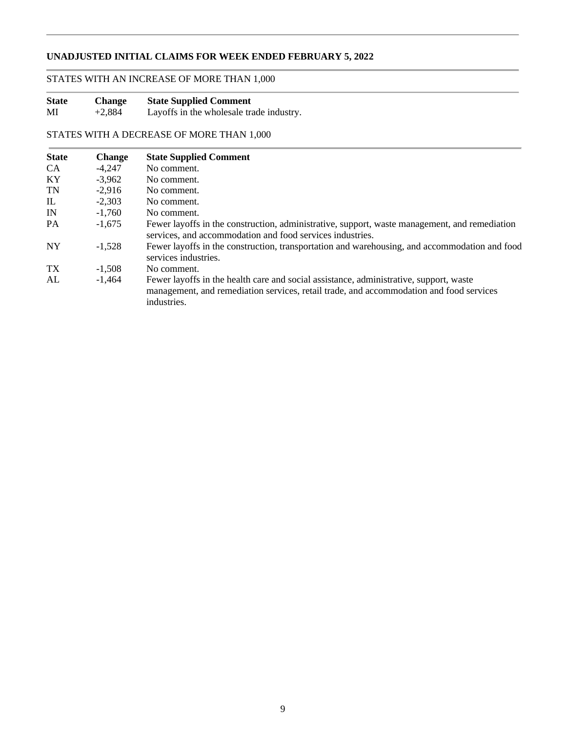## UNADJUSTED INITIAL CLAIMS FOR WEEK ENDED FEBRUARY 5, 2022

STATES WITH AN INCREASE OF MORE THAN 1,000

| State | Change | State Supplied Comment |
|---|---|---|
| MI | +2,884 | Layoffs in the wholesale trade industry. |

STATES WITH A DECREASE OF MORE THAN 1,000

| State | Change | State Supplied Comment |
|---|---|---|
| CA | -4,247 | No comment. |
| KY | -3,962 | No comment. |
| TN | -2,916 | No comment. |
| IL | -2,303 | No comment. |
| IN | -1,760 | No comment. |
| PA | -1,675 | Fewer layoffs in the construction, administrative, support, waste management, and remediation services, and accommodation and food services industries. |
| NY | -1,528 | Fewer layoffs in the construction, transportation and warehousing, and accommodation and food services industries. |
| TX | -1,508 | No comment. |
| AL | -1,464 | Fewer layoffs in the health care and social assistance, administrative, support, waste management, and remediation services, retail trade, and accommodation and food services industries. |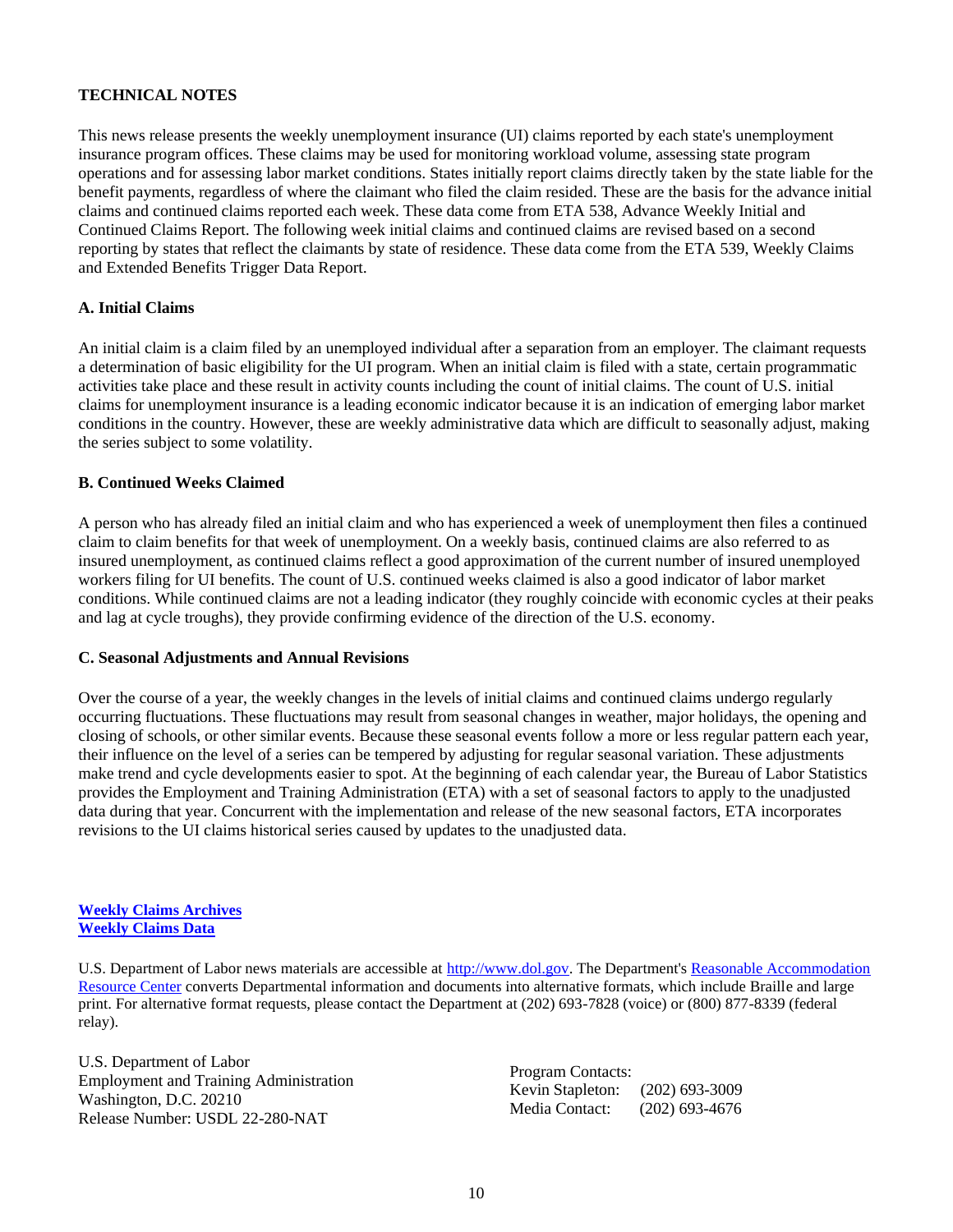## TECHNICAL NOTES

This news release presents the weekly unemployment insurance (UI) claims reported by each state's unemployment insurance program offices. These claims may be used for monitoring workload volume, assessing state program operations and for assessing labor market conditions. States initially report claims directly taken by the state liable for the benefit payments, regardless of where the claimant who filed the claim resided. These are the basis for the advance initial claims and continued claims reported each week. These data come from ETA 538, Advance Weekly Initial and Continued Claims Report. The following week initial claims and continued claims are revised based on a second reporting by states that reflect the claimants by state of residence. These data come from the ETA 539, Weekly Claims and Extended Benefits Trigger Data Report.

### A. Initial Claims

An initial claim is a claim filed by an unemployed individual after a separation from an employer. The claimant requests a determination of basic eligibility for the UI program. When an initial claim is filed with a state, certain programmatic activities take place and these result in activity counts including the count of initial claims. The count of U.S. initial claims for unemployment insurance is a leading economic indicator because it is an indication of emerging labor market conditions in the country. However, these are weekly administrative data which are difficult to seasonally adjust, making the series subject to some volatility.

### B. Continued Weeks Claimed

A person who has already filed an initial claim and who has experienced a week of unemployment then files a continued claim to claim benefits for that week of unemployment. On a weekly basis, continued claims are also referred to as insured unemployment, as continued claims reflect a good approximation of the current number of insured unemployed workers filing for UI benefits. The count of U.S. continued weeks claimed is also a good indicator of labor market conditions. While continued claims are not a leading indicator (they roughly coincide with economic cycles at their peaks and lag at cycle troughs), they provide confirming evidence of the direction of the U.S. economy.

### C. Seasonal Adjustments and Annual Revisions

Over the course of a year, the weekly changes in the levels of initial claims and continued claims undergo regularly occurring fluctuations. These fluctuations may result from seasonal changes in weather, major holidays, the opening and closing of schools, or other similar events. Because these seasonal events follow a more or less regular pattern each year, their influence on the level of a series can be tempered by adjusting for regular seasonal variation. These adjustments make trend and cycle developments easier to spot. At the beginning of each calendar year, the Bureau of Labor Statistics provides the Employment and Training Administration (ETA) with a set of seasonal factors to apply to the unadjusted data during that year. Concurrent with the implementation and release of the new seasonal factors, ETA incorporates revisions to the UI claims historical series caused by updates to the unadjusted data.

**Weekly Claims Archives**
**Weekly Claims Data**

U.S. Department of Labor news materials are accessible at http://www.dol.gov. The Department's Reasonable Accommodation Resource Center converts Departmental information and documents into alternative formats, which include Braille and large print. For alternative format requests, please contact the Department at (202) 693-7828 (voice) or (800) 877-8339 (federal relay).

U.S. Department of Labor
Employment and Training Administration
Washington, D.C. 20210
Release Number: USDL 22-280-NAT

Program Contacts:
Kevin Stapleton: (202) 693-3009
Media Contact: (202) 693-4676